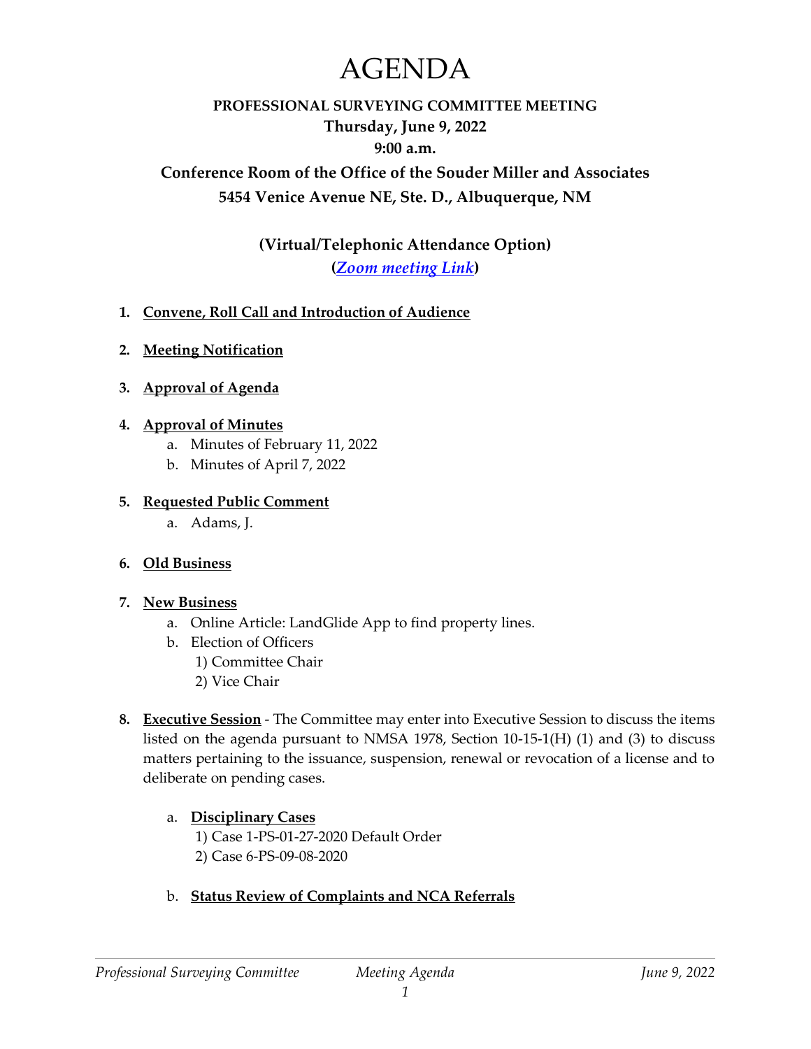# AGENDA

**PROFESSIONAL SURVEYING COMMITTEE MEETING**
**Thursday, June 9, 2022**
**9:00 a.m.**

**Conference Room of the Office of the Souder Miller and Associates**
**5454 Venice Avenue NE, Ste. D., Albuquerque, NM**

**(Virtual/Telephonic Attendance Option)**
**(*Zoom meeting Link*)**

1. **Convene, Roll Call and Introduction of Audience**

2. **Meeting Notification**

3. **Approval of Agenda**

4. **Approval of Minutes**
   a. Minutes of February 11, 2022
   b. Minutes of April 7, 2022

5. **Requested Public Comment**
   a. Adams, J.

6. **Old Business**

7. **New Business**
   a. Online Article: LandGlide App to find property lines.
   b. Election of Officers
      1) Committee Chair
      2) Vice Chair

8. **Executive Session** - The Committee may enter into Executive Session to discuss the items listed on the agenda pursuant to NMSA 1978, Section 10-15-1(H) (1) and (3) to discuss matters pertaining to the issuance, suspension, renewal or revocation of a license and to deliberate on pending cases.

   a. **Disciplinary Cases**
      1) Case 1-PS-01-27-2020 Default Order
      2) Case 6-PS-09-08-2020

   b. **Status Review of Complaints and NCA Referrals**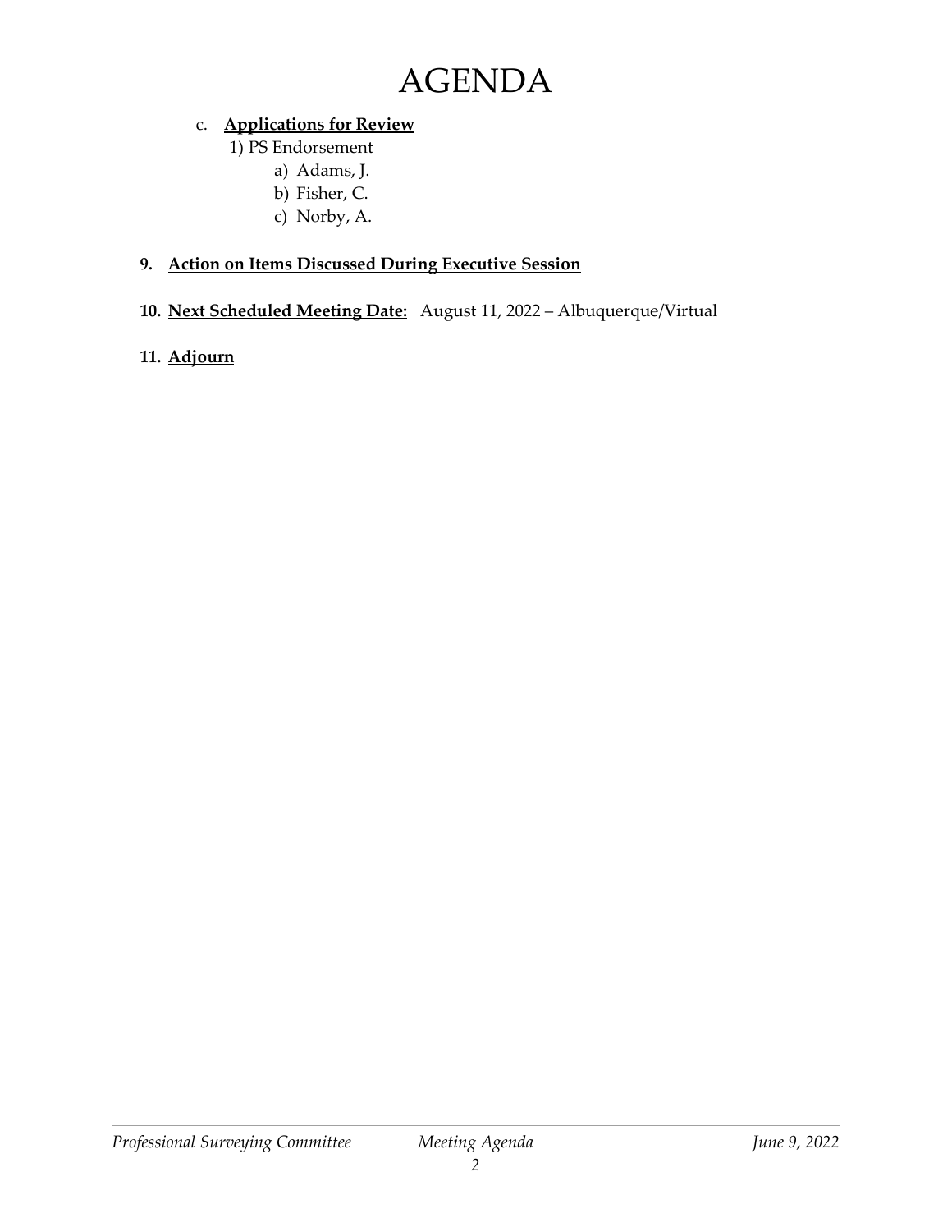# AGENDA

c. **Applications for Review**

1) PS Endorsement

a) Adams, J.
b) Fisher, C.
c) Norby, A.

**9. Action on Items Discussed During Executive Session**

**10. Next Scheduled Meeting Date:** August 11, 2022 – Albuquerque/Virtual

**11. Adjourn**